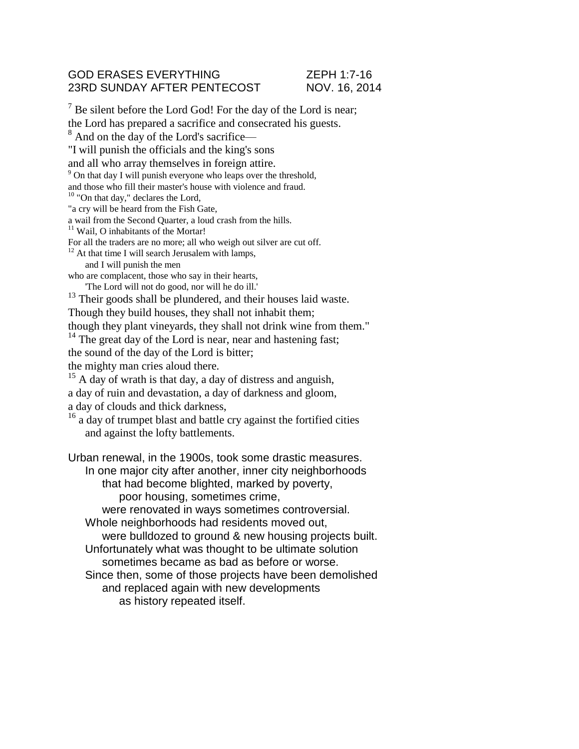GOD ERASES EVERYTHING ZEPH 1:7-16
23RD SUNDAY AFTER PENTECOST NOV. 16, 2014

[7] Be silent before the Lord God! For the day of the Lord is near;
the Lord has prepared a sacrifice and consecrated his guests.
[8] And on the day of the Lord's sacrifice—
"I will punish the officials and the king's sons
and all who array themselves in foreign attire.
[9] On that day I will punish everyone who leaps over the threshold,
and those who fill their master's house with violence and fraud.
[10] "On that day," declares the Lord,
"a cry will be heard from the Fish Gate,
a wail from the Second Quarter, a loud crash from the hills.
[11] Wail, O inhabitants of the Mortar!
For all the traders are no more; all who weigh out silver are cut off.
[12] At that time I will search Jerusalem with lamps,
and I will punish the men
who are complacent, those who say in their hearts,
'The Lord will not do good, nor will he do ill.'
[13] Their goods shall be plundered, and their houses laid waste.
Though they build houses, they shall not inhabit them;
though they plant vineyards, they shall not drink wine from them."
[14] The great day of the Lord is near, near and hastening fast;
the sound of the day of the Lord is bitter;
the mighty man cries aloud there.
[15] A day of wrath is that day, a day of distress and anguish,
a day of ruin and devastation, a day of darkness and gloom,
a day of clouds and thick darkness,
[16] a day of trumpet blast and battle cry against the fortified cities
and against the lofty battlements.

Urban renewal, in the 1900s, took some drastic measures.
In one major city after another, inner city neighborhoods
that had become blighted, marked by poverty,
poor housing, sometimes crime,
were renovated in ways sometimes controversial.
Whole neighborhoods had residents moved out,
were bulldozed to ground & new housing projects built.
Unfortunately what was thought to be ultimate solution
sometimes became as bad as before or worse.
Since then, some of those projects have been demolished
and replaced again with new developments
as history repeated itself.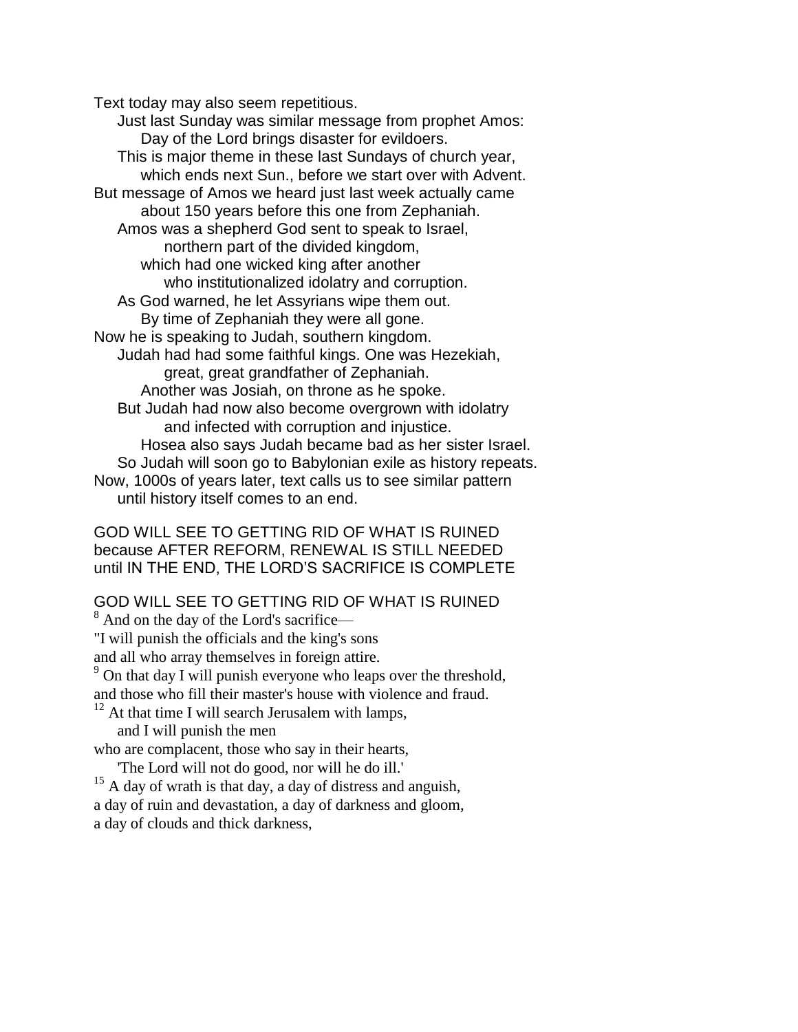Text today may also seem repetitious.
Just last Sunday was similar message from prophet Amos:
Day of the Lord brings disaster for evildoers.
This is major theme in these last Sundays of church year,
which ends next Sun., before we start over with Advent.
But message of Amos we heard just last week actually came
about 150 years before this one from Zephaniah.
Amos was a shepherd God sent to speak to Israel,
northern part of the divided kingdom,
which had one wicked king after another
who institutionalized idolatry and corruption.
As God warned, he let Assyrians wipe them out.
By time of Zephaniah they were all gone.
Now he is speaking to Judah, southern kingdom.
Judah had had some faithful kings. One was Hezekiah,
great, great grandfather of Zephaniah.
Another was Josiah, on throne as he spoke.
But Judah had now also become overgrown with idolatry
and infected with corruption and injustice.
Hosea also says Judah became bad as her sister Israel.
So Judah will soon go to Babylonian exile as history repeats.
Now, 1000s of years later, text calls us to see similar pattern
until history itself comes to an end.

GOD WILL SEE TO GETTING RID OF WHAT IS RUINED
because AFTER REFORM, RENEWAL IS STILL NEEDED
until IN THE END, THE LORD'S SACRIFICE IS COMPLETE

GOD WILL SEE TO GETTING RID OF WHAT IS RUINED
[8] And on the day of the Lord's sacrifice—
"I will punish the officials and the king's sons
and all who array themselves in foreign attire.
[9] On that day I will punish everyone who leaps over the threshold,
and those who fill their master's house with violence and fraud.
[12] At that time I will search Jerusalem with lamps,
and I will punish the men
who are complacent, those who say in their hearts,
'The Lord will not do good, nor will he do ill.'
[15] A day of wrath is that day, a day of distress and anguish,
a day of ruin and devastation, a day of darkness and gloom,
a day of clouds and thick darkness,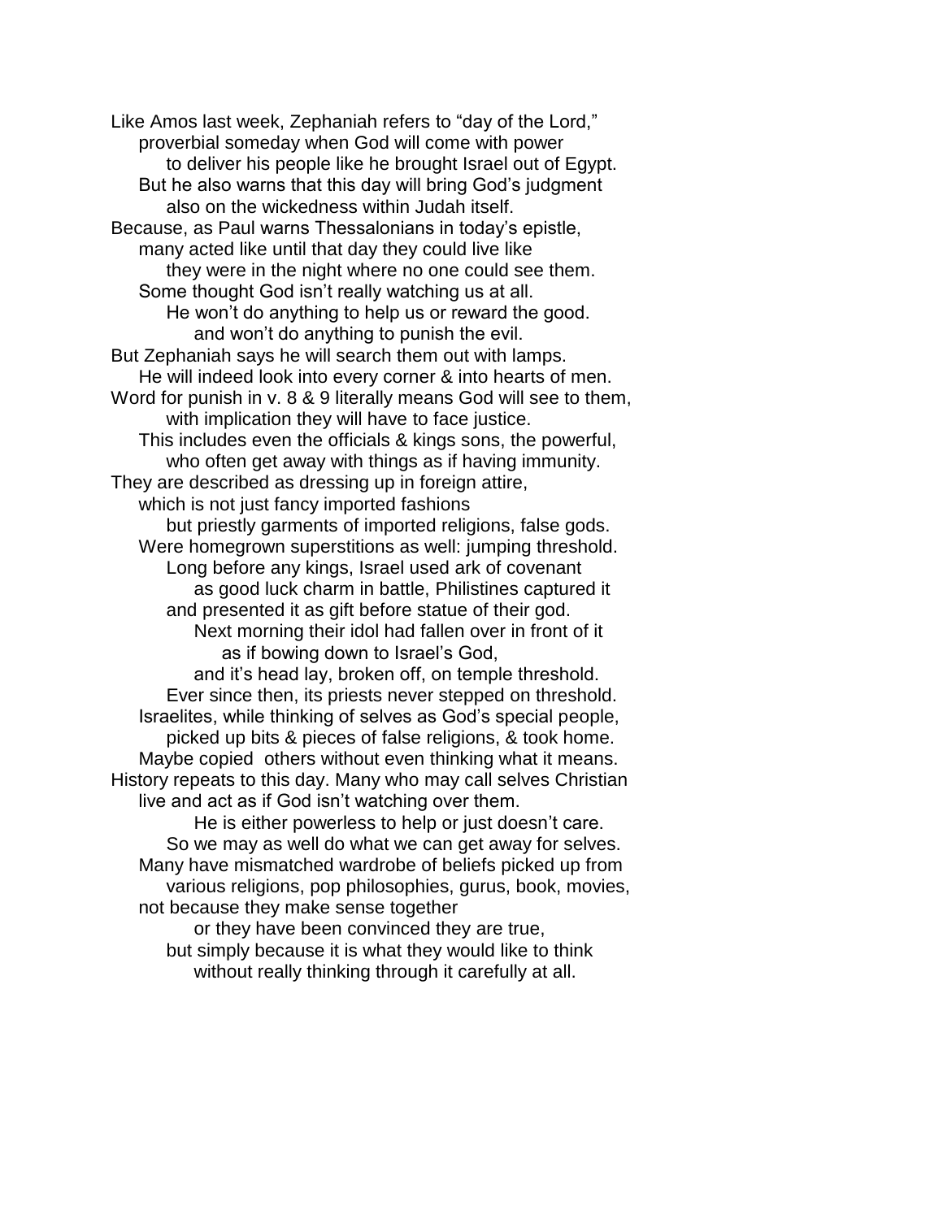Like Amos last week, Zephaniah refers to “day of the Lord,”
proverbial someday when God will come with power
to deliver his people like he brought Israel out of Egypt.
But he also warns that this day will bring God’s judgment
also on the wickedness within Judah itself.
Because, as Paul warns Thessalonians in today’s epistle,
many acted like until that day they could live like
they were in the night where no one could see them.
Some thought God isn’t really watching us at all.
He won’t do anything to help us or reward the good.
and won’t do anything to punish the evil.
But Zephaniah says he will search them out with lamps.
He will indeed look into every corner & into hearts of men.
Word for punish in v. 8 & 9 literally means God will see to them,
with implication they will have to face justice.
This includes even the officials & kings sons, the powerful,
who often get away with things as if having immunity.
They are described as dressing up in foreign attire,
which is not just fancy imported fashions
but priestly garments of imported religions, false gods.
Were homegrown superstitions as well: jumping threshold.
Long before any kings, Israel used ark of covenant
as good luck charm in battle, Philistines captured it
and presented it as gift before statue of their god.
Next morning their idol had fallen over in front of it
as if bowing down to Israel’s God,
and it’s head lay, broken off, on temple threshold.
Ever since then, its priests never stepped on threshold.
Israelites, while thinking of selves as God’s special people,
picked up bits & pieces of false religions, & took home.
Maybe copied others without even thinking what it means.
History repeats to this day. Many who may call selves Christian
live and act as if God isn’t watching over them.
He is either powerless to help or just doesn’t care.
So we may as well do what we can get away for selves.
Many have mismatched wardrobe of beliefs picked up from
various religions, pop philosophies, gurus, book, movies,
not because they make sense together
or they have been convinced they are true,
but simply because it is what they would like to think
without really thinking through it carefully at all.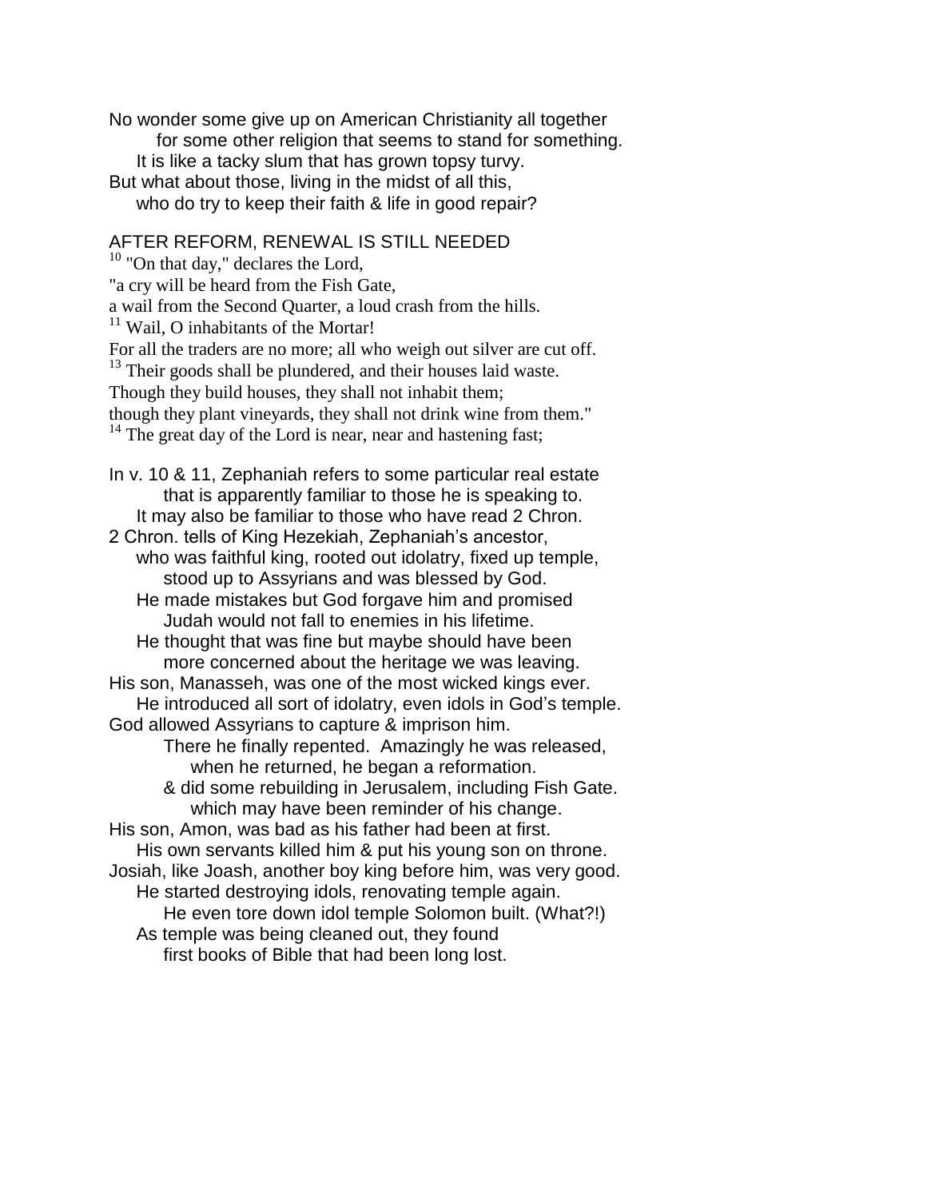No wonder some give up on American Christianity all together
for some other religion that seems to stand for something.
It is like a tacky slum that has grown topsy turvy.
But what about those, living in the midst of all this,
who do try to keep their faith & life in good repair?

## AFTER REFORM, RENEWAL IS STILL NEEDED

[10] "On that day," declares the Lord,
"a cry will be heard from the Fish Gate,
a wail from the Second Quarter, a loud crash from the hills.
[11] Wail, O inhabitants of the Mortar!
For all the traders are no more; all who weigh out silver are cut off.
[13] Their goods shall be plundered, and their houses laid waste.
Though they build houses, they shall not inhabit them;
though they plant vineyards, they shall not drink wine from them."
[14] The great day of the Lord is near, near and hastening fast;

In v. 10 & 11, Zephaniah refers to some particular real estate
that is apparently familiar to those he is speaking to.
It may also be familiar to those who have read 2 Chron.
2 Chron. tells of King Hezekiah, Zephaniah's ancestor,
who was faithful king, rooted out idolatry, fixed up temple,
stood up to Assyrians and was blessed by God.
He made mistakes but God forgave him and promised
Judah would not fall to enemies in his lifetime.
He thought that was fine but maybe should have been
more concerned about the heritage we was leaving.
His son, Manasseh, was one of the most wicked kings ever.
He introduced all sort of idolatry, even idols in God's temple.
God allowed Assyrians to capture & imprison him.
There he finally repented. Amazingly he was released,
when he returned, he began a reformation.
& did some rebuilding in Jerusalem, including Fish Gate.
which may have been reminder of his change.
His son, Amon, was bad as his father had been at first.
His own servants killed him & put his young son on throne.
Josiah, like Joash, another boy king before him, was very good.
He started destroying idols, renovating temple again.
He even tore down idol temple Solomon built. (What?!)
As temple was being cleaned out, they found
first books of Bible that had been long lost.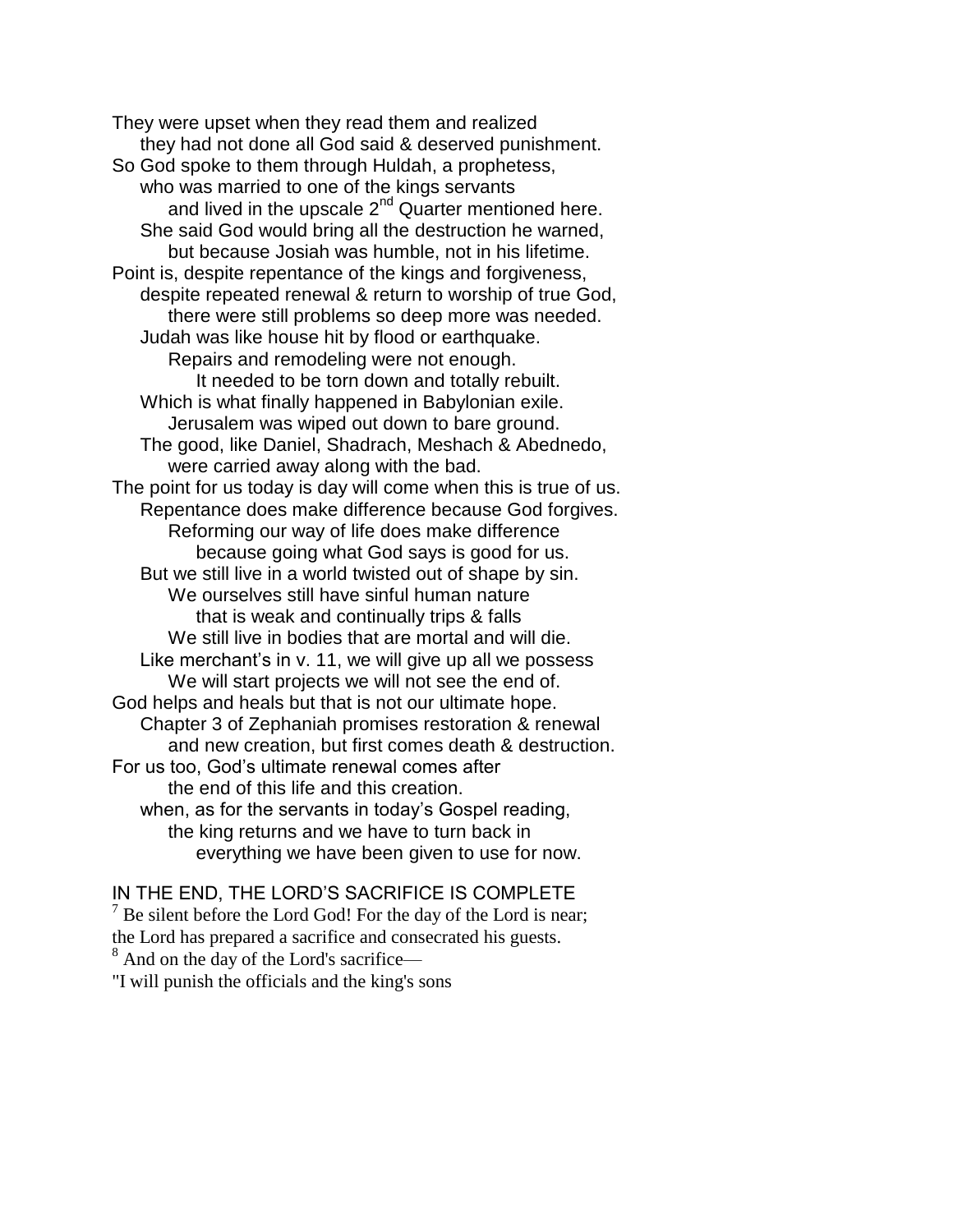They were upset when they read them and realized
they had not done all God said & deserved punishment.
So God spoke to them through Huldah, a prophetess,
who was married to one of the kings servants
and lived in the upscale 2nd Quarter mentioned here.
She said God would bring all the destruction he warned,
but because Josiah was humble, not in his lifetime.
Point is, despite repentance of the kings and forgiveness,
despite repeated renewal & return to worship of true God,
there were still problems so deep more was needed.
Judah was like house hit by flood or earthquake.
Repairs and remodeling were not enough.
It needed to be torn down and totally rebuilt.
Which is what finally happened in Babylonian exile.
Jerusalem was wiped out down to bare ground.
The good, like Daniel, Shadrach, Meshach & Abednedo,
were carried away along with the bad.
The point for us today is day will come when this is true of us.
Repentance does make difference because God forgives.
Reforming our way of life does make difference
because going what God says is good for us.
But we still live in a world twisted out of shape by sin.
We ourselves still have sinful human nature
that is weak and continually trips & falls
We still live in bodies that are mortal and will die.
Like merchant's in v. 11, we will give up all we possess
We will start projects we will not see the end of.
God helps and heals but that is not our ultimate hope.
Chapter 3 of Zephaniah promises restoration & renewal
and new creation, but first comes death & destruction.
For us too, God's ultimate renewal comes after
the end of this life and this creation.
when, as for the servants in today's Gospel reading,
the king returns and we have to turn back in
everything we have been given to use for now.

IN THE END, THE LORD'S SACRIFICE IS COMPLETE

[7] Be silent before the Lord God! For the day of the Lord is near;
the Lord has prepared a sacrifice and consecrated his guests.
[8] And on the day of the Lord's sacrifice—
"I will punish the officials and the king's sons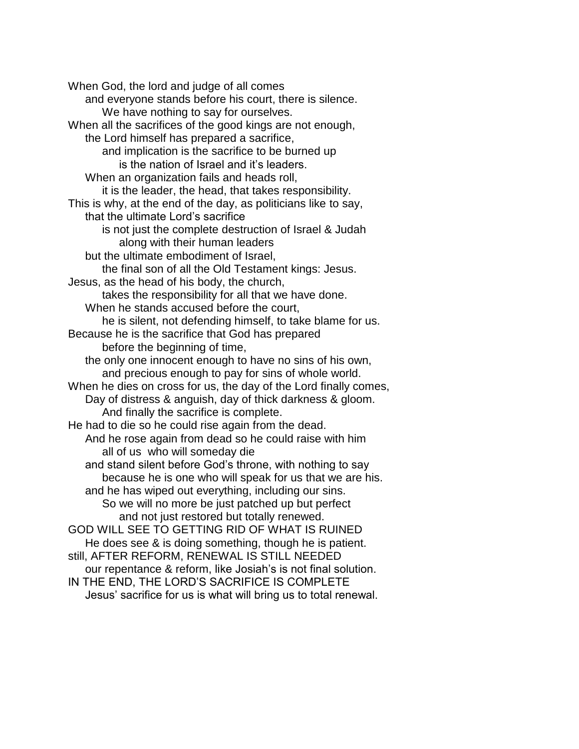When God, the lord and judge of all comes
    and everyone stands before his court, there is silence.
        We have nothing to say for ourselves.
When all the sacrifices of the good kings are not enough,
    the Lord himself has prepared a sacrifice,
        and implication is the sacrifice to be burned up
            is the nation of Israel and it's leaders.
    When an organization fails and heads roll,
        it is the leader, the head, that takes responsibility.
This is why, at the end of the day, as politicians like to say,
    that the ultimate Lord's sacrifice
        is not just the complete destruction of Israel & Judah
            along with their human leaders
    but the ultimate embodiment of Israel,
        the final son of all the Old Testament kings: Jesus.
Jesus, as the head of his body, the church,
        takes the responsibility for all that we have done.
    When he stands accused before the court,
        he is silent, not defending himself, to take blame for us.
Because he is the sacrifice that God has prepared
        before the beginning of time,
    the only one innocent enough to have no sins of his own,
        and precious enough to pay for sins of whole world.
When he dies on cross for us, the day of the Lord finally comes,
    Day of distress & anguish, day of thick darkness & gloom.
        And finally the sacrifice is complete.
He had to die so he could rise again from the dead.
    And he rose again from dead so he could raise with him
        all of us who will someday die
    and stand silent before God's throne, with nothing to say
        because he is one who will speak for us that we are his.
    and he has wiped out everything, including our sins.
        So we will no more be just patched up but perfect
            and not just restored but totally renewed.

GOD WILL SEE TO GETTING RID OF WHAT IS RUINED
    He does see & is doing something, though he is patient.
still, AFTER REFORM, RENEWAL IS STILL NEEDED
    our repentance & reform, like Josiah's is not final solution.
IN THE END, THE LORD'S SACRIFICE IS COMPLETE
    Jesus' sacrifice for us is what will bring us to total renewal.